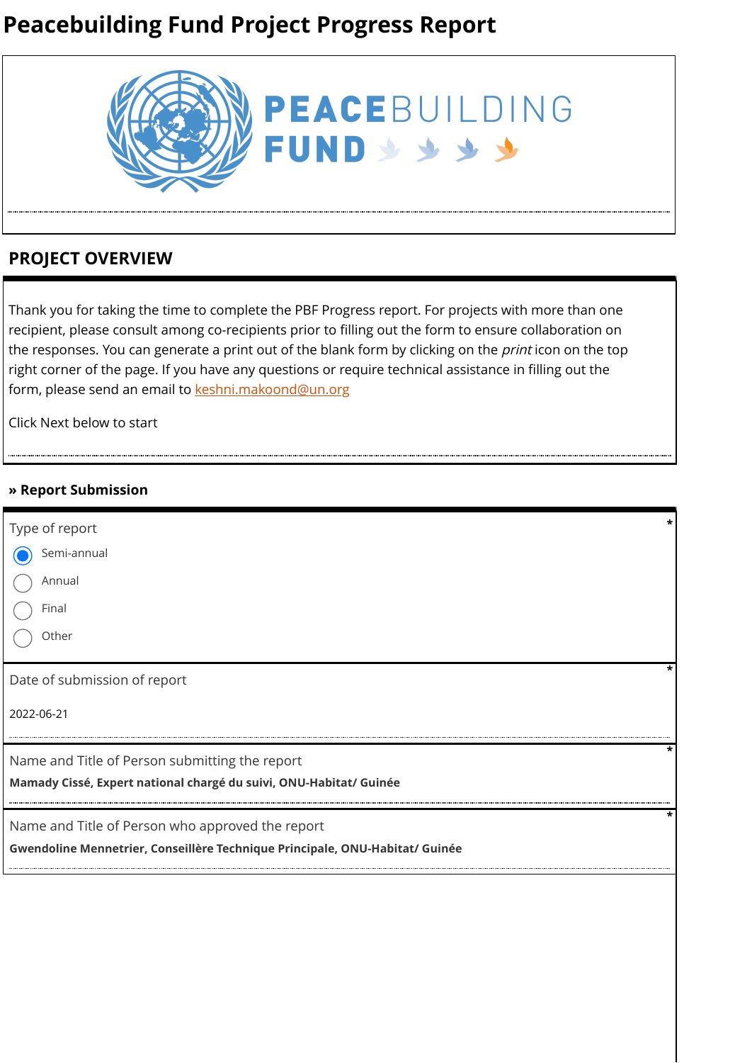# Peacebuilding Fund Project Progress Report

PEACEBUILDING FUND

## PROJECT OVERVIEW

Thank you for taking the time to complete the PBF Progress report. For projects with more than one recipient, please consult among co-recipients prior to filling out the form to ensure collaboration on the responses. You can generate a print out of the blank form by clicking on the *print* icon on the top right corner of the page. If you have any questions or require technical assistance in filling out the form, please send an email to keshni.makoond@un.org

Click Next below to start

### » Report Submission

Type of report *

- (●) Semi-annual
- ( ) Annual
- ( ) Final
- ( ) Other

Date of submission of report *

2022-06-21

Name and Title of Person submitting the report *

**Mamady Cissé, Expert national chargé du suivi, ONU-Habitat/ Guinée**

Name and Title of Person who approved the report *

**Gwendoline Mennetrier, Conseillère Technique Principale, ONU-Habitat/ Guinée**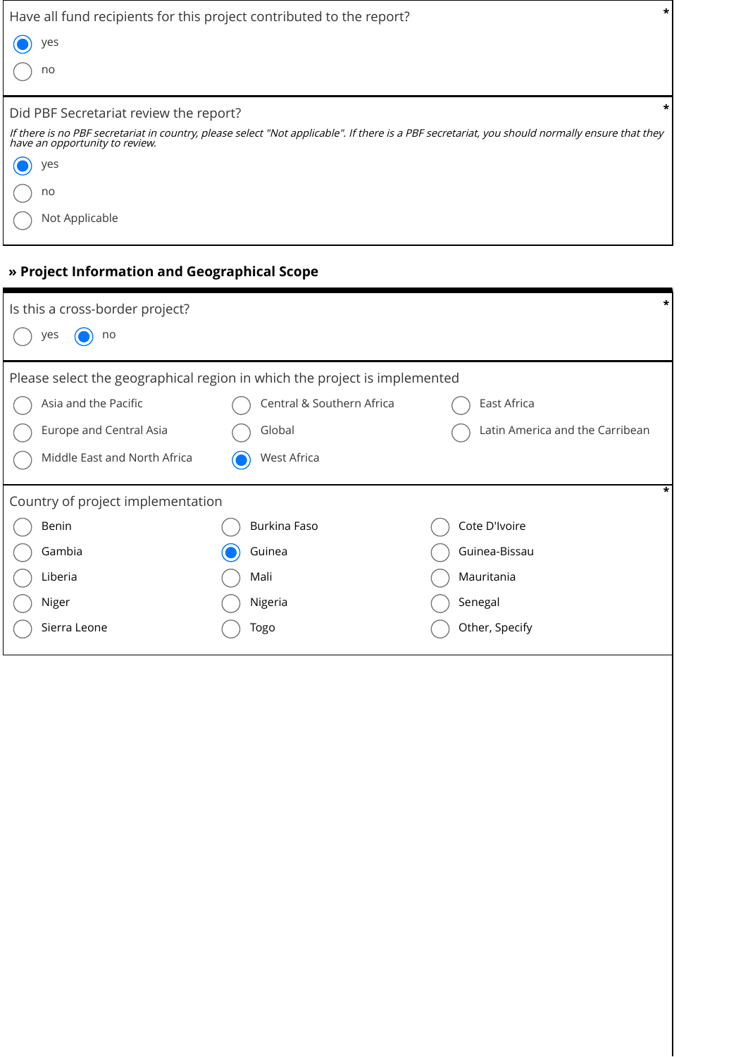Have all fund recipients for this project contributed to the report? *

- (●) yes
- ( ) no

Did PBF Secretariat review the report? *

*If there is no PBF secretariat in country, please select "Not applicable". If there is a PBF secretariat, you should normally ensure that they have an opportunity to review.*

- (●) yes
- ( ) no
- ( ) Not Applicable

**» Project Information and Geographical Scope**

Is this a cross-border project? *

- ( ) yes
- (●) no

Please select the geographical region in which the project is implemented

- ( ) Asia and the Pacific
- ( ) Central & Southern Africa
- ( ) East Africa
- ( ) Europe and Central Asia
- ( ) Global
- ( ) Latin America and the Carribean
- ( ) Middle East and North Africa
- (●) West Africa

Country of project implementation *

- ( ) Benin
- ( ) Burkina Faso
- ( ) Cote D'Ivoire
- ( ) Gambia
- (●) Guinea
- ( ) Guinea-Bissau
- ( ) Liberia
- ( ) Mali
- ( ) Mauritania
- ( ) Niger
- ( ) Nigeria
- ( ) Senegal
- ( ) Sierra Leone
- ( ) Togo
- ( ) Other, Specify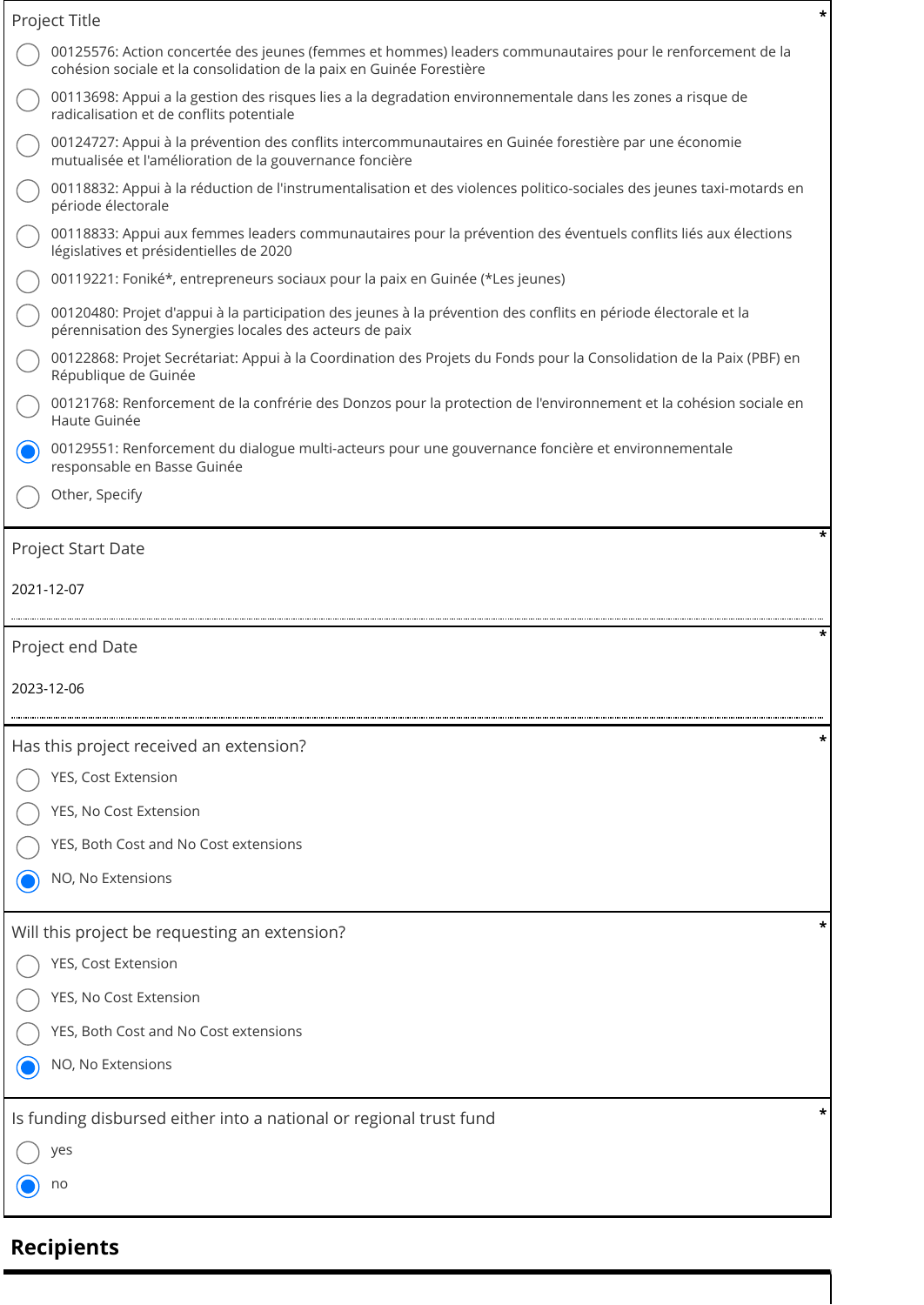Project Title *

- ○ 00125576: Action concertée des jeunes (femmes et hommes) leaders communautaires pour le renforcement de la cohésion sociale et la consolidation de la paix en Guinée Forestière
- ○ 00113698: Appui a la gestion des risques lies a la degradation environnementale dans les zones a risque de radicalisation et de conflits potentiale
- ○ 00124727: Appui à la prévention des conflits intercommunautaires en Guinée forestière par une économie mutualisée et l'amélioration de la gouvernance foncière
- ○ 00118832: Appui à la réduction de l'instrumentalisation et des violences politico-sociales des jeunes taxi-motards en période électorale
- ○ 00118833: Appui aux femmes leaders communautaires pour la prévention des éventuels conflits liés aux élections législatives et présidentielles de 2020
- ○ 00119221: Foniké*, entrepreneurs sociaux pour la paix en Guinée (*Les jeunes)
- ○ 00120480: Projet d'appui à la participation des jeunes à la prévention des conflits en période électorale et la pérennisation des Synergies locales des acteurs de paix
- ○ 00122868: Projet Secrétariat: Appui à la Coordination des Projets du Fonds pour la Consolidation de la Paix (PBF) en République de Guinée
- ○ 00121768: Renforcement de la confrérie des Donzos pour la protection de l'environnement et la cohésion sociale en Haute Guinée
- ● 00129551: Renforcement du dialogue multi-acteurs pour une gouvernance foncière et environnementale responsable en Basse Guinée
- ○ Other, Specify

Project Start Date *

2021-12-07

Project end Date *

2023-12-06

Has this project received an extension? *

- ○ YES, Cost Extension
- ○ YES, No Cost Extension
- ○ YES, Both Cost and No Cost extensions
- ● NO, No Extensions

Will this project be requesting an extension? *

- ○ YES, Cost Extension
- ○ YES, No Cost Extension
- ○ YES, Both Cost and No Cost extensions
- ● NO, No Extensions

Is funding disbursed either into a national or regional trust fund *

- ○ yes
- ● no

## Recipients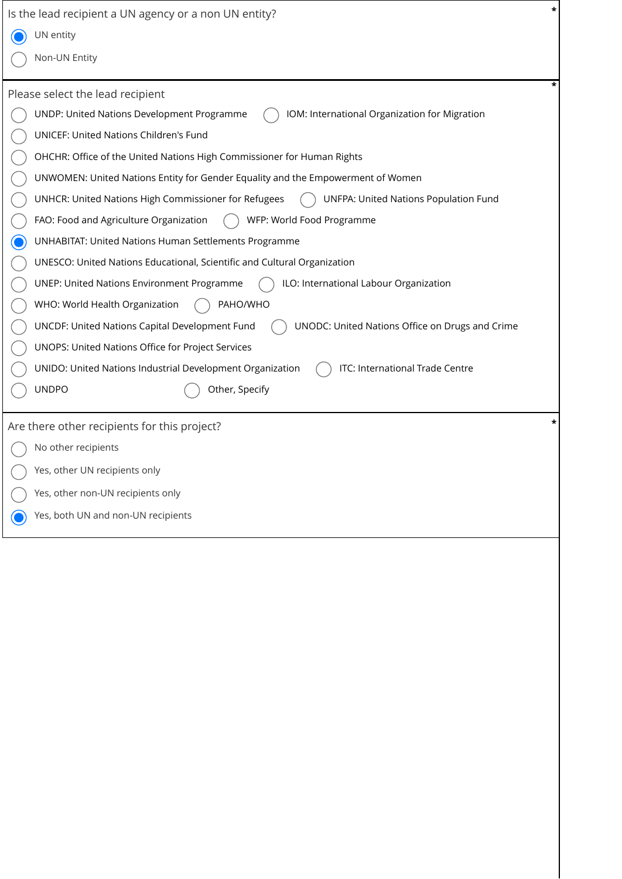Is the lead recipient a UN agency or a non UN entity? *

- (x) UN entity
- ( ) Non-UN Entity

Please select the lead recipient *

- ( ) UNDP: United Nations Development Programme
- ( ) IOM: International Organization for Migration
- ( ) UNICEF: United Nations Children's Fund
- ( ) OHCHR: Office of the United Nations High Commissioner for Human Rights
- ( ) UNWOMEN: United Nations Entity for Gender Equality and the Empowerment of Women
- ( ) UNHCR: United Nations High Commissioner for Refugees
- ( ) UNFPA: United Nations Population Fund
- ( ) FAO: Food and Agriculture Organization
- ( ) WFP: World Food Programme
- (x) UNHABITAT: United Nations Human Settlements Programme
- ( ) UNESCO: United Nations Educational, Scientific and Cultural Organization
- ( ) UNEP: United Nations Environment Programme
- ( ) ILO: International Labour Organization
- ( ) WHO: World Health Organization
- ( ) PAHO/WHO
- ( ) UNCDF: United Nations Capital Development Fund
- ( ) UNODC: United Nations Office on Drugs and Crime
- ( ) UNOPS: United Nations Office for Project Services
- ( ) UNIDO: United Nations Industrial Development Organization
- ( ) ITC: International Trade Centre
- ( ) UNDPO
- ( ) Other, Specify

Are there other recipients for this project? *

- ( ) No other recipients
- ( ) Yes, other UN recipients only
- ( ) Yes, other non-UN recipients only
- (x) Yes, both UN and non-UN recipients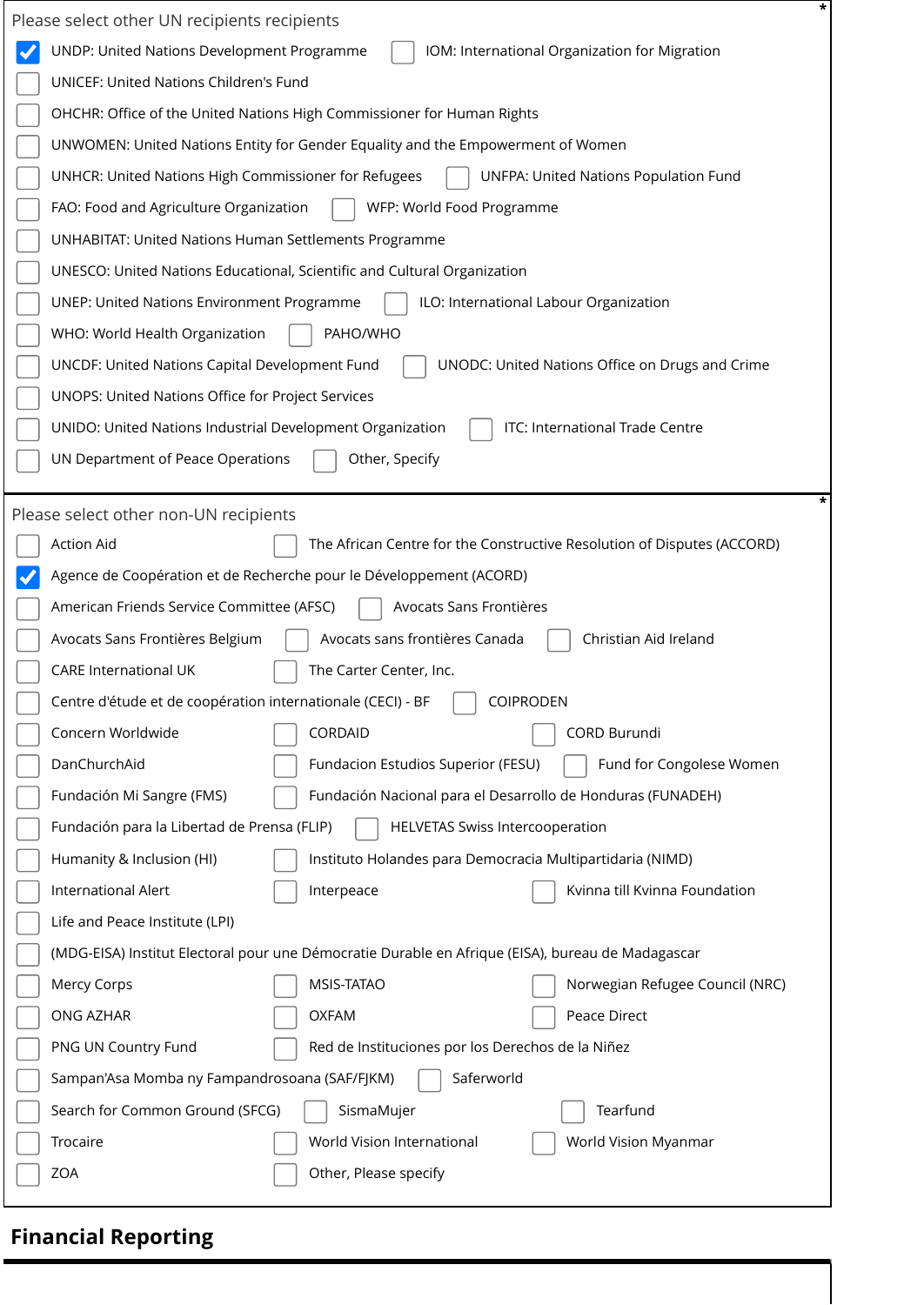Please select other UN recipients recipients *

- [x] UNDP: United Nations Development Programme
- [ ] IOM: International Organization for Migration
- [ ] UNICEF: United Nations Children's Fund
- [ ] OHCHR: Office of the United Nations High Commissioner for Human Rights
- [ ] UNWOMEN: United Nations Entity for Gender Equality and the Empowerment of Women
- [ ] UNHCR: United Nations High Commissioner for Refugees
- [ ] UNFPA: United Nations Population Fund
- [ ] FAO: Food and Agriculture Organization
- [ ] WFP: World Food Programme
- [ ] UNHABITAT: United Nations Human Settlements Programme
- [ ] UNESCO: United Nations Educational, Scientific and Cultural Organization
- [ ] UNEP: United Nations Environment Programme
- [ ] ILO: International Labour Organization
- [ ] WHO: World Health Organization
- [ ] PAHO/WHO
- [ ] UNCDF: United Nations Capital Development Fund
- [ ] UNODC: United Nations Office on Drugs and Crime
- [ ] UNOPS: United Nations Office for Project Services
- [ ] UNIDO: United Nations Industrial Development Organization
- [ ] ITC: International Trade Centre
- [ ] UN Department of Peace Operations
- [ ] Other, Specify

Please select other non-UN recipients *

- [ ] Action Aid
- [ ] The African Centre for the Constructive Resolution of Disputes (ACCORD)
- [x] Agence de Coopération et de Recherche pour le Développement (ACORD)
- [ ] American Friends Service Committee (AFSC)
- [ ] Avocats Sans Frontières
- [ ] Avocats Sans Frontières Belgium
- [ ] Avocats sans frontières Canada
- [ ] Christian Aid Ireland
- [ ] CARE International UK
- [ ] The Carter Center, Inc.
- [ ] Centre d'étude et de coopération internationale (CECI) - BF
- [ ] COIPRODEN
- [ ] Concern Worldwide
- [ ] CORDAID
- [ ] CORD Burundi
- [ ] DanChurchAid
- [ ] Fundacion Estudios Superior (FESU)
- [ ] Fund for Congolese Women
- [ ] Fundación Mi Sangre (FMS)
- [ ] Fundación Nacional para el Desarrollo de Honduras (FUNADEH)
- [ ] Fundación para la Libertad de Prensa (FLIP)
- [ ] HELVETAS Swiss Intercooperation
- [ ] Humanity & Inclusion (HI)
- [ ] Instituto Holandes para Democracia Multipartidaria (NIMD)
- [ ] International Alert
- [ ] Interpeace
- [ ] Kvinna till Kvinna Foundation
- [ ] Life and Peace Institute (LPI)
- [ ] (MDG-EISA) Institut Electoral pour une Démocratie Durable en Afrique (EISA), bureau de Madagascar
- [ ] Mercy Corps
- [ ] MSIS-TATAO
- [ ] Norwegian Refugee Council (NRC)
- [ ] ONG AZHAR
- [ ] OXFAM
- [ ] Peace Direct
- [ ] PNG UN Country Fund
- [ ] Red de Instituciones por los Derechos de la Niñez
- [ ] Sampan'Asa Momba ny Fampandrosoana (SAF/FJKM)
- [ ] Saferworld
- [ ] Search for Common Ground (SFCG)
- [ ] SismaMujer
- [ ] Tearfund
- [ ] Trocaire
- [ ] World Vision International
- [ ] World Vision Myanmar
- [ ] ZOA
- [ ] Other, Please specify

## Financial Reporting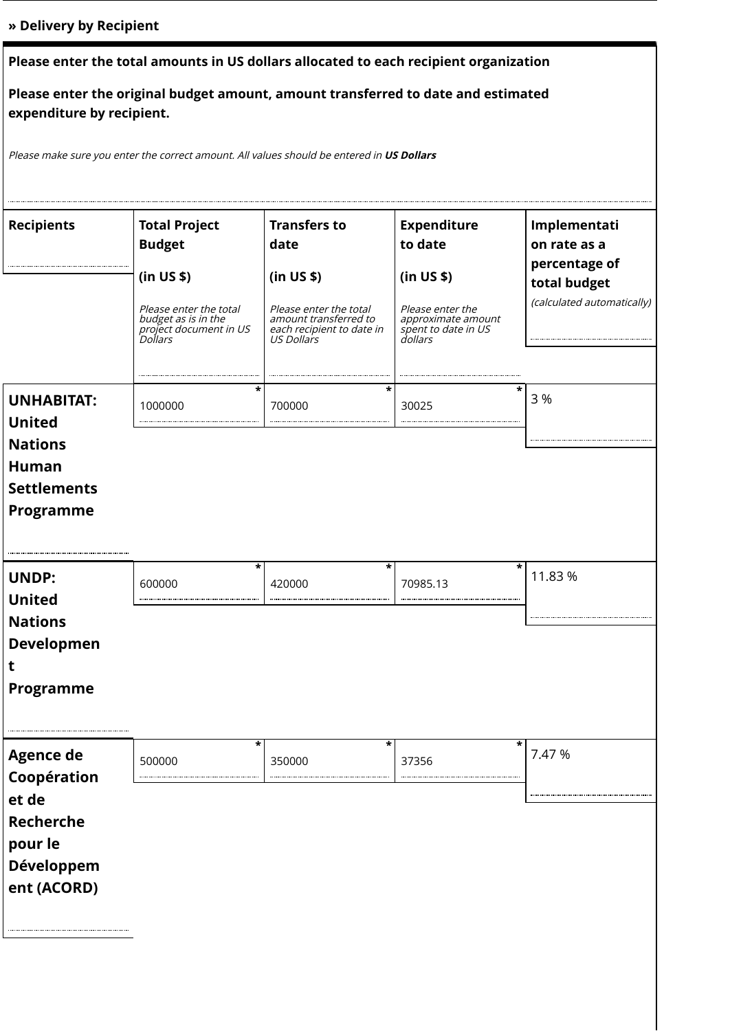**» Delivery by Recipient**

**Please enter the total amounts in US dollars allocated to each recipient organization**

**Please enter the original budget amount, amount transferred to date and estimated expenditure by recipient.**

*Please make sure you enter the correct amount. All values should be entered in **US Dollars***

| Recipients | Total Project Budget (in US $) *Please enter the total budget as is in the project document in US Dollars* | Transfers to date (in US $) *Please enter the total amount transferred to each recipient to date in US Dollars* | Expenditure to date (in US $) *Please enter the approximate amount spent to date in US dollars* | Implementation rate as a percentage of total budget *(calculated automatically)* |
|---|---|---|---|---|
| **UNHABITAT: United Nations Human Settlements Programme** | 1000000 | 700000 | 30025 | 3 % |
| **UNDP: United Nations Development Programme** | 600000 | 420000 | 70985.13 | 11.83 % |
| **Agence de Coopération et de Recherche pour le Développement (ACORD)** | 500000 | 350000 | 37356 | 7.47 % |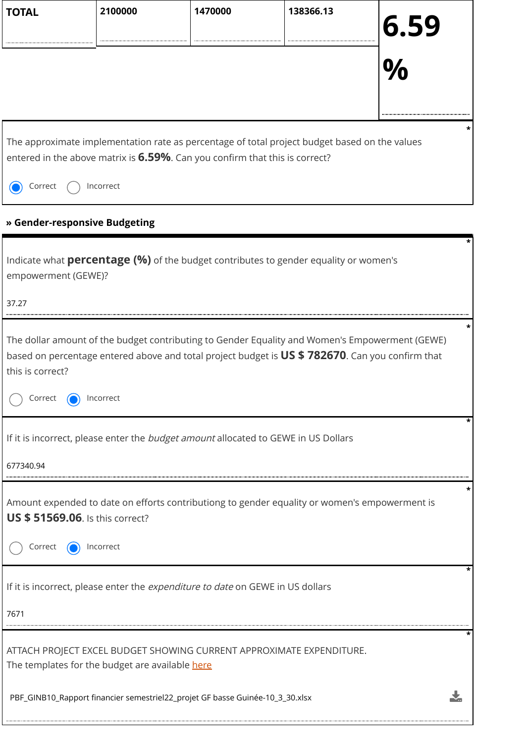| TOTAL | 2100000 | 1470000 | 138366.13 | 6.59 % |
|---|---|---|---|---|

The approximate implementation rate as percentage of total project budget based on the values entered in the above matrix is **6.59%**. Can you confirm that this is correct? *

- (●) Correct
- ( ) Incorrect

### » Gender-responsive Budgeting

Indicate what **percentage (%)** of the budget contributes to gender equality or women's empowerment (GEWE)? *

37.27

The dollar amount of the budget contributing to Gender Equality and Women's Empowerment (GEWE) based on percentage entered above and total project budget is **US $ 782670**. Can you confirm that this is correct? *

- ( ) Correct
- (●) Incorrect

If it is incorrect, please enter the *budget amount* allocated to GEWE in US Dollars *

677340.94

Amount expended to date on efforts contributiong to gender equality or women's empowerment is **US $ 51569.06**. Is this correct? *

- ( ) Correct
- (●) Incorrect

If it is incorrect, please enter the *expenditure to date* on GEWE in US dollars *

7671

ATTACH PROJECT EXCEL BUDGET SHOWING CURRENT APPROXIMATE EXPENDITURE. *
The templates for the budget are available here

PBF_GINB10_Rapport financier semestriel22_projet GF basse Guinée-10_3_30.xlsx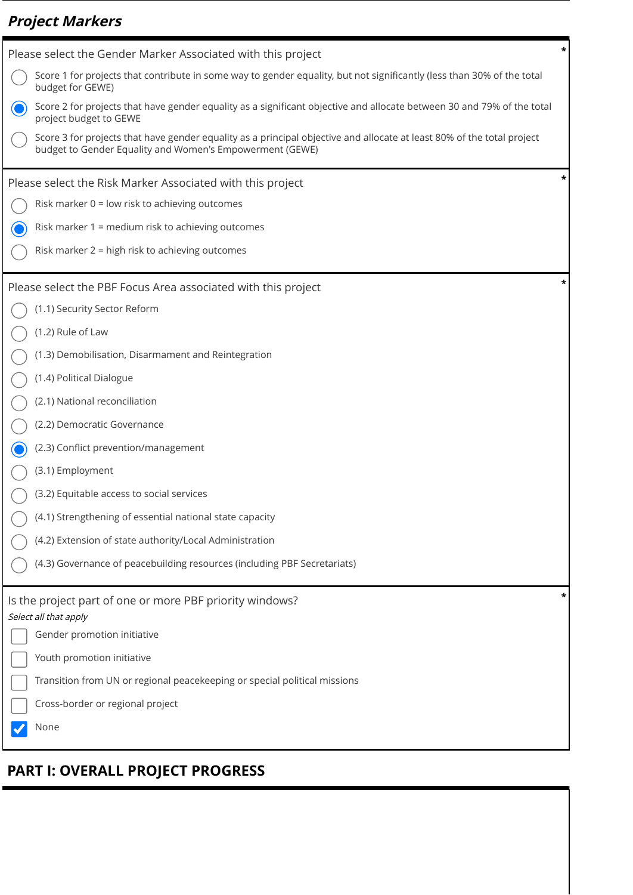## *Project Markers*

Please select the Gender Marker Associated with this project *

- ( ) Score 1 for projects that contribute in some way to gender equality, but not significantly (less than 30% of the total budget for GEWE)
- (x) Score 2 for projects that have gender equality as a significant objective and allocate between 30 and 79% of the total project budget to GEWE
- ( ) Score 3 for projects that have gender equality as a principal objective and allocate at least 80% of the total project budget to Gender Equality and Women's Empowerment (GEWE)

Please select the Risk Marker Associated with this project *

- ( ) Risk marker 0 = low risk to achieving outcomes
- (x) Risk marker 1 = medium risk to achieving outcomes
- ( ) Risk marker 2 = high risk to achieving outcomes

Please select the PBF Focus Area associated with this project *

- ( ) (1.1) Security Sector Reform
- ( ) (1.2) Rule of Law
- ( ) (1.3) Demobilisation, Disarmament and Reintegration
- ( ) (1.4) Political Dialogue
- ( ) (2.1) National reconciliation
- ( ) (2.2) Democratic Governance
- (x) (2.3) Conflict prevention/management
- ( ) (3.1) Employment
- ( ) (3.2) Equitable access to social services
- ( ) (4.1) Strengthening of essential national state capacity
- ( ) (4.2) Extension of state authority/Local Administration
- ( ) (4.3) Governance of peacebuilding resources (including PBF Secretariats)

Is the project part of one or more PBF priority windows? *

*Select all that apply*

- [ ] Gender promotion initiative
- [ ] Youth promotion initiative
- [ ] Transition from UN or regional peacekeeping or special political missions
- [ ] Cross-border or regional project
- [x] None

## PART I: OVERALL PROJECT PROGRESS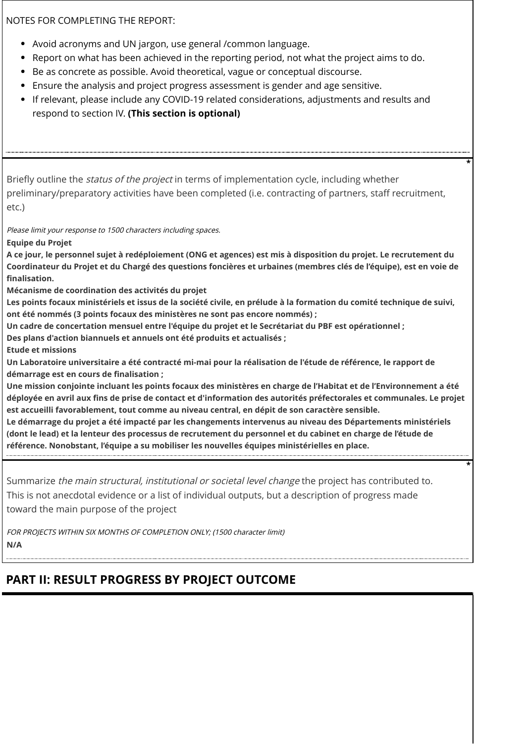NOTES FOR COMPLETING THE REPORT:

- Avoid acronyms and UN jargon, use general /common language.
- Report on what has been achieved in the reporting period, not what the project aims to do.
- Be as concrete as possible. Avoid theoretical, vague or conceptual discourse.
- Ensure the analysis and project progress assessment is gender and age sensitive.
- If relevant, please include any COVID-19 related considerations, adjustments and results and respond to section IV. **(This section is optional)**

---

Briefly outline the *status of the project* in terms of implementation cycle, including whether preliminary/preparatory activities have been completed (i.e. contracting of partners, staff recruitment, etc.) *

*Please limit your response to 1500 characters including spaces.*

**Equipe du Projet**
**A ce jour, le personnel sujet à redéploiement (ONG et agences) est mis à disposition du projet. Le recrutement du Coordinateur du Projet et du Chargé des questions foncières et urbaines (membres clés de l'équipe), est en voie de finalisation.**
**Mécanisme de coordination des activités du projet**
**Les points focaux ministériels et issus de la société civile, en prélude à la formation du comité technique de suivi, ont été nommés (3 points focaux des ministères ne sont pas encore nommés) ;**
**Un cadre de concertation mensuel entre l'équipe du projet et le Secrétariat du PBF est opérationnel ;**
**Des plans d'action biannuels et annuels ont été produits et actualisés ;**
**Etude et missions**
**Un Laboratoire universitaire a été contracté mi-mai pour la réalisation de l'étude de référence, le rapport de démarrage est en cours de finalisation ;**
**Une mission conjointe incluant les points focaux des ministères en charge de l'Habitat et de l'Environnement a été déployée en avril aux fins de prise de contact et d'information des autorités préfectorales et communales. Le projet est accueilli favorablement, tout comme au niveau central, en dépit de son caractère sensible.**
**Le démarrage du projet a été impacté par les changements intervenus au niveau des Départements ministériels (dont le lead) et la lenteur des processus de recrutement du personnel et du cabinet en charge de l'étude de référence. Nonobstant, l'équipe a su mobiliser les nouvelles équipes ministérielles en place.**

---

Summarize *the main structural, institutional or societal level change* the project has contributed to. This is not anecdotal evidence or a list of individual outputs, but a description of progress made toward the main purpose of the project *

*FOR PROJECTS WITHIN SIX MONTHS OF COMPLETION ONLY; (1500 character limit)*

**N/A**

## PART II: RESULT PROGRESS BY PROJECT OUTCOME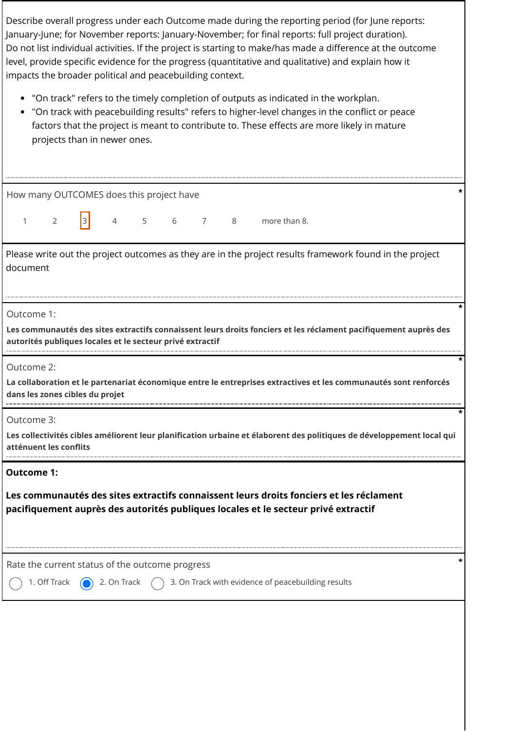Describe overall progress under each Outcome made during the reporting period (for June reports: January-June; for November reports: January-November; for final reports: full project duration). Do not list individual activities. If the project is starting to make/has made a difference at the outcome level, provide specific evidence for the progress (quantitative and qualitative) and explain how it impacts the broader political and peacebuilding context.

- "On track" refers to the timely completion of outputs as indicated in the workplan.
- "On track with peacebuilding results" refers to higher-level changes in the conflict or peace factors that the project is meant to contribute to. These effects are more likely in mature projects than in newer ones.

How many OUTCOMES does this project have *

1 2 **[3]** 4 5 6 7 8 more than 8.

Please write out the project outcomes as they are in the project results framework found in the project document

Outcome 1: *

**Les communautés des sites extractifs connaissent leurs droits fonciers et les réclament pacifiquement auprès des autorités publiques locales et le secteur privé extractif**

Outcome 2: *

**La collaboration et le partenariat économique entre le entreprises extractives et les communautés sont renforcés dans les zones cibles du projet**

Outcome 3: *

**Les collectivités cibles améliorent leur planification urbaine et élaborent des politiques de développement local qui atténuent les conflits**

**Outcome 1:**

**Les communautés des sites extractifs connaissent leurs droits fonciers et les réclament pacifiquement auprès des autorités publiques locales et le secteur privé extractif**

Rate the current status of the outcome progress *

○ 1. Off Track ● 2. On Track ○ 3. On Track with evidence of peacebuilding results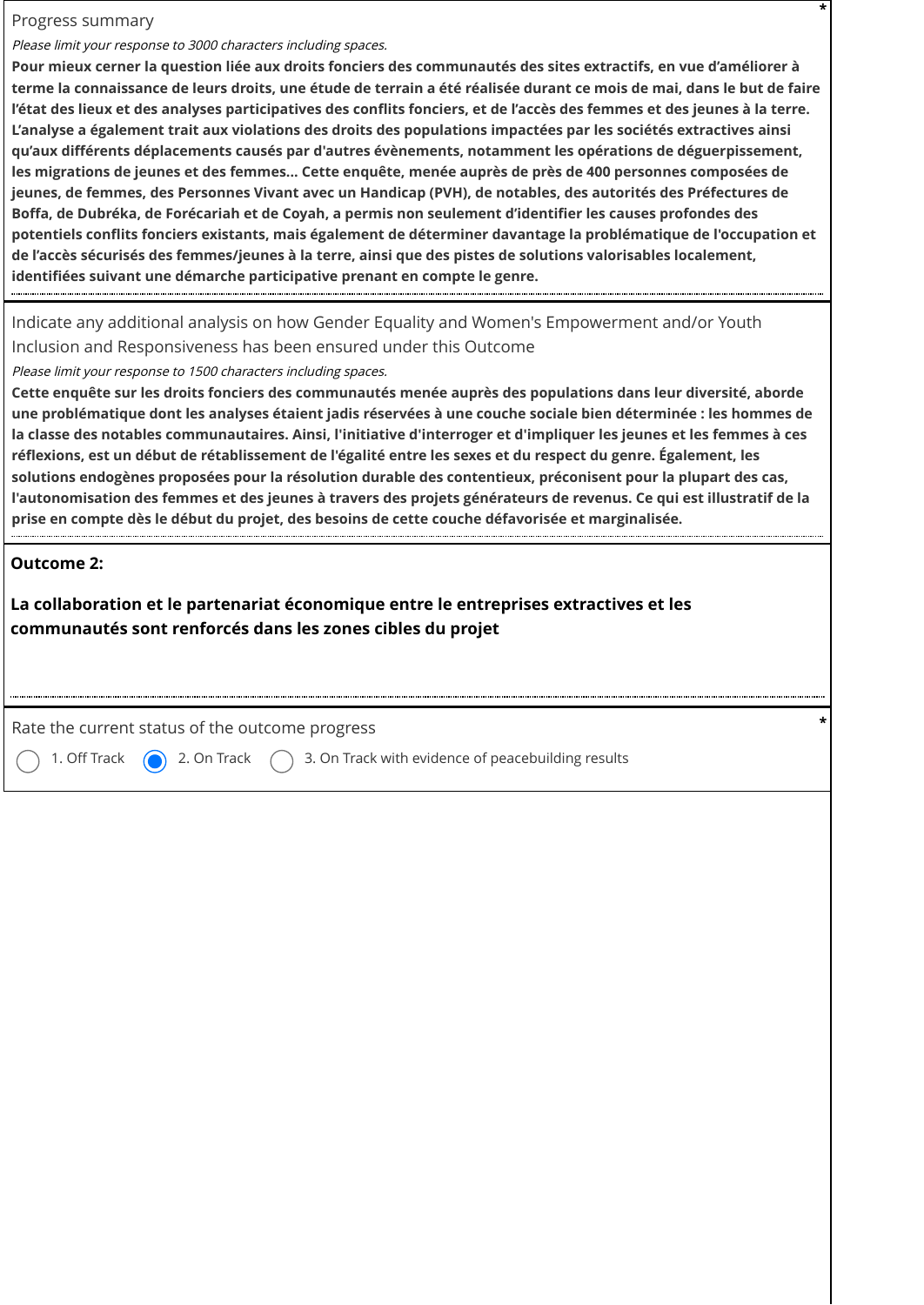Progress summary

*Please limit your response to 3000 characters including spaces.*

**Pour mieux cerner la question liée aux droits fonciers des communautés des sites extractifs, en vue d'améliorer à terme la connaissance de leurs droits, une étude de terrain a été réalisée durant ce mois de mai, dans le but de faire l'état des lieux et des analyses participatives des conflits fonciers, et de l'accès des femmes et des jeunes à la terre. L'analyse a également trait aux violations des droits des populations impactées par les sociétés extractives ainsi qu'aux différents déplacements causés par d'autres évènements, notamment les opérations de déguerpissement, les migrations de jeunes et des femmes... Cette enquête, menée auprès de près de 400 personnes composées de jeunes, de femmes, des Personnes Vivant avec un Handicap (PVH), de notables, des autorités des Préfectures de Boffa, de Dubréka, de Forécariah et de Coyah, a permis non seulement d'identifier les causes profondes des potentiels conflits fonciers existants, mais également de déterminer davantage la problématique de l'occupation et de l'accès sécurisés des femmes/jeunes à la terre, ainsi que des pistes de solutions valorisables localement, identifiées suivant une démarche participative prenant en compte le genre.**

Indicate any additional analysis on how Gender Equality and Women's Empowerment and/or Youth Inclusion and Responsiveness has been ensured under this Outcome

*Please limit your response to 1500 characters including spaces.*

**Cette enquête sur les droits fonciers des communautés menée auprès des populations dans leur diversité, aborde une problématique dont les analyses étaient jadis réservées à une couche sociale bien déterminée : les hommes de la classe des notables communautaires. Ainsi, l'initiative d'interroger et d'impliquer les jeunes et les femmes à ces réflexions, est un début de rétablissement de l'égalité entre les sexes et du respect du genre. Également, les solutions endogènes proposées pour la résolution durable des contentieux, préconisent pour la plupart des cas, l'autonomisation des femmes et des jeunes à travers des projets générateurs de revenus. Ce qui est illustratif de la prise en compte dès le début du projet, des besoins de cette couche défavorisée et marginalisée.**

**Outcome 2:**

**La collaboration et le partenariat économique entre le entreprises extractives et les communautés sont renforcés dans les zones cibles du projet**

Rate the current status of the outcome progress

- ○ 1. Off Track
- ● 2. On Track
- ○ 3. On Track with evidence of peacebuilding results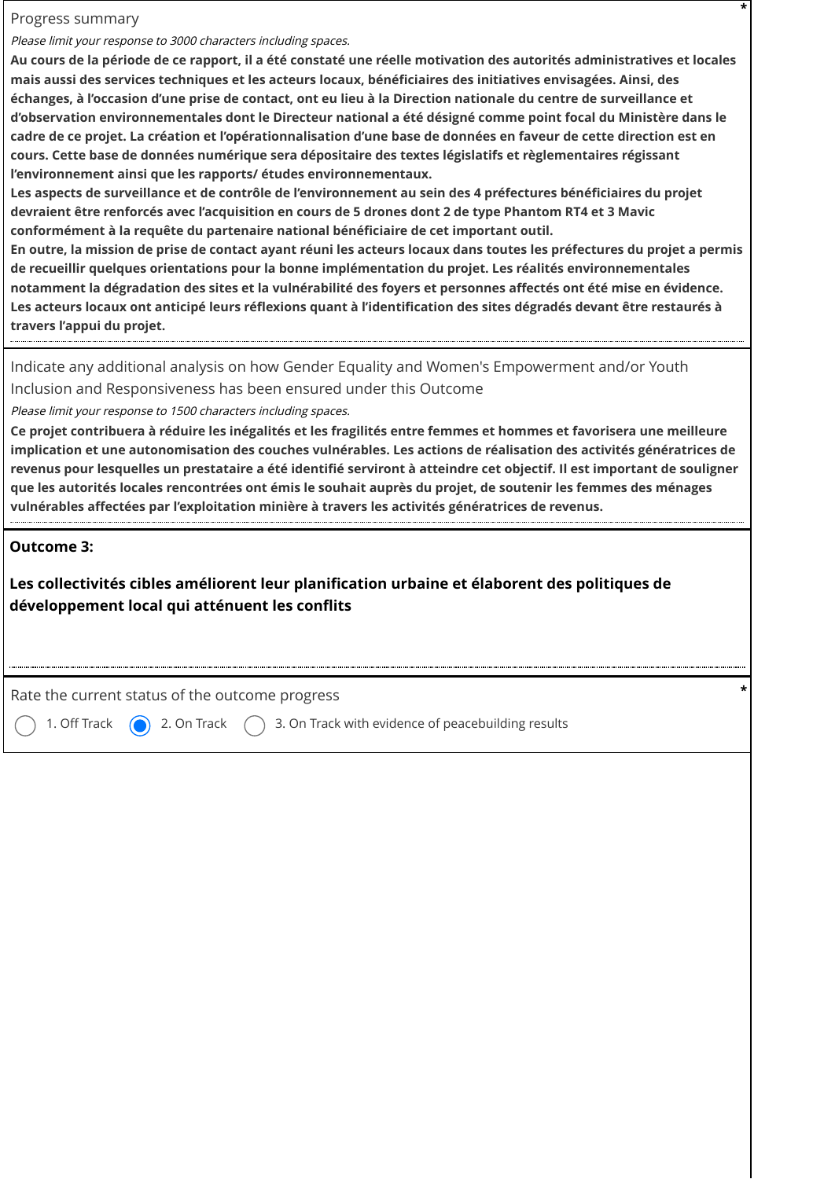Progress summary

*Please limit your response to 3000 characters including spaces.*

**Au cours de la période de ce rapport, il a été constaté une réelle motivation des autorités administratives et locales mais aussi des services techniques et les acteurs locaux, bénéficiaires des initiatives envisagées. Ainsi, des échanges, à l'occasion d'une prise de contact, ont eu lieu à la Direction nationale du centre de surveillance et d'observation environnementales dont le Directeur national a été désigné comme point focal du Ministère dans le cadre de ce projet. La création et l'opérationnalisation d'une base de données en faveur de cette direction est en cours. Cette base de données numérique sera dépositaire des textes législatifs et règlementaires régissant l'environnement ainsi que les rapports/ études environnementaux.**

**Les aspects de surveillance et de contrôle de l'environnement au sein des 4 préfectures bénéficiaires du projet devraient être renforcés avec l'acquisition en cours de 5 drones dont 2 de type Phantom RT4 et 3 Mavic conformément à la requête du partenaire national bénéficiaire de cet important outil.**

**En outre, la mission de prise de contact ayant réuni les acteurs locaux dans toutes les préfectures du projet a permis de recueillir quelques orientations pour la bonne implémentation du projet. Les réalités environnementales notamment la dégradation des sites et la vulnérabilité des foyers et personnes affectés ont été mise en évidence. Les acteurs locaux ont anticipé leurs réflexions quant à l'identification des sites dégradés devant être restaurés à travers l'appui du projet.**

Indicate any additional analysis on how Gender Equality and Women's Empowerment and/or Youth Inclusion and Responsiveness has been ensured under this Outcome

*Please limit your response to 1500 characters including spaces.*

**Ce projet contribuera à réduire les inégalités et les fragilités entre femmes et hommes et favorisera une meilleure implication et une autonomisation des couches vulnérables. Les actions de réalisation des activités génératrices de revenus pour lesquelles un prestataire a été identifié serviront à atteindre cet objectif. Il est important de souligner que les autorités locales rencontrées ont émis le souhait auprès du projet, de soutenir les femmes des ménages vulnérables affectées par l'exploitation minière à travers les activités génératrices de revenus.**

**Outcome 3:**

**Les collectivités cibles améliorent leur planification urbaine et élaborent des politiques de développement local qui atténuent les conflits**

Rate the current status of the outcome progress

- ○ 1. Off Track
- ◉ 2. On Track
- ○ 3. On Track with evidence of peacebuilding results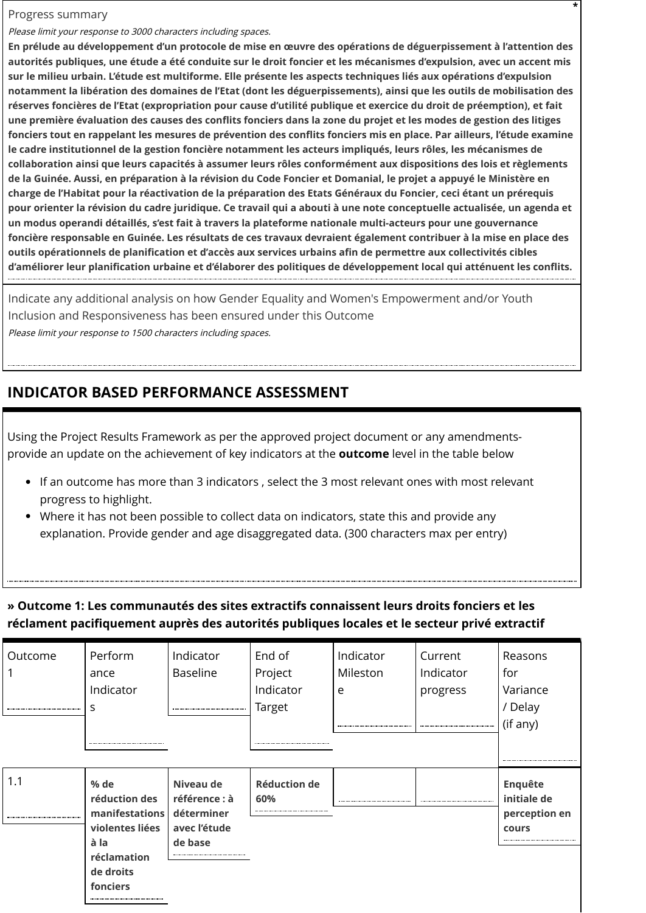Progress summary *

*Please limit your response to 3000 characters including spaces.*

**En prélude au développement d'un protocole de mise en œuvre des opérations de déguerpissement à l'attention des autorités publiques, une étude a été conduite sur le droit foncier et les mécanismes d'expulsion, avec un accent mis sur le milieu urbain. L'étude est multiforme. Elle présente les aspects techniques liés aux opérations d'expulsion notamment la libération des domaines de l'Etat (dont les déguerpissements), ainsi que les outils de mobilisation des réserves foncières de l'Etat (expropriation pour cause d'utilité publique et exercice du droit de préemption), et fait une première évaluation des causes des conflits fonciers dans la zone du projet et les modes de gestion des litiges fonciers tout en rappelant les mesures de prévention des conflits fonciers mis en place. Par ailleurs, l'étude examine le cadre institutionnel de la gestion foncière notamment les acteurs impliqués, leurs rôles, les mécanismes de collaboration ainsi que leurs capacités à assumer leurs rôles conformément aux dispositions des lois et règlements de la Guinée. Aussi, en préparation à la révision du Code Foncier et Domanial, le projet a appuyé le Ministère en charge de l'Habitat pour la réactivation de la préparation des Etats Généraux du Foncier, ceci étant un prérequis pour orienter la révision du cadre juridique. Ce travail qui a abouti à une note conceptuelle actualisée, un agenda et un modus operandi détaillés, s'est fait à travers la plateforme nationale multi-acteurs pour une gouvernance foncière responsable en Guinée. Les résultats de ces travaux devraient également contribuer à la mise en place des outils opérationnels de planification et d'accès aux services urbains afin de permettre aux collectivités cibles d'améliorer leur planification urbaine et d'élaborer des politiques de développement local qui atténuent les conflits.**

Indicate any additional analysis on how Gender Equality and Women's Empowerment and/or Youth Inclusion and Responsiveness has been ensured under this Outcome

*Please limit your response to 1500 characters including spaces.*

## INDICATOR BASED PERFORMANCE ASSESSMENT

Using the Project Results Framework as per the approved project document or any amendments- provide an update on the achievement of key indicators at the **outcome** level in the table below

- If an outcome has more than 3 indicators , select the 3 most relevant ones with most relevant progress to highlight.
- Where it has not been possible to collect data on indicators, state this and provide any explanation. Provide gender and age disaggregated data. (300 characters max per entry)

### » Outcome 1: Les communautés des sites extractifs connaissent leurs droits fonciers et les réclament pacifiquement auprès des autorités publiques locales et le secteur privé extractif

| Outcome 1 | Performance Indicators | Indicator Baseline | End of Project Indicator Target | Indicator Milestone | Current Indicator progress | Reasons for Variance / Delay (if any) |
|---|---|---|---|---|---|---|
| 1.1 | **% de réduction des manifestations violentes liées à la réclamation de droits fonciers** | **Niveau de référence : à déterminer avec l'étude de base** | **Réduction de 60%** | | | **Enquête initiale de perception en cours** |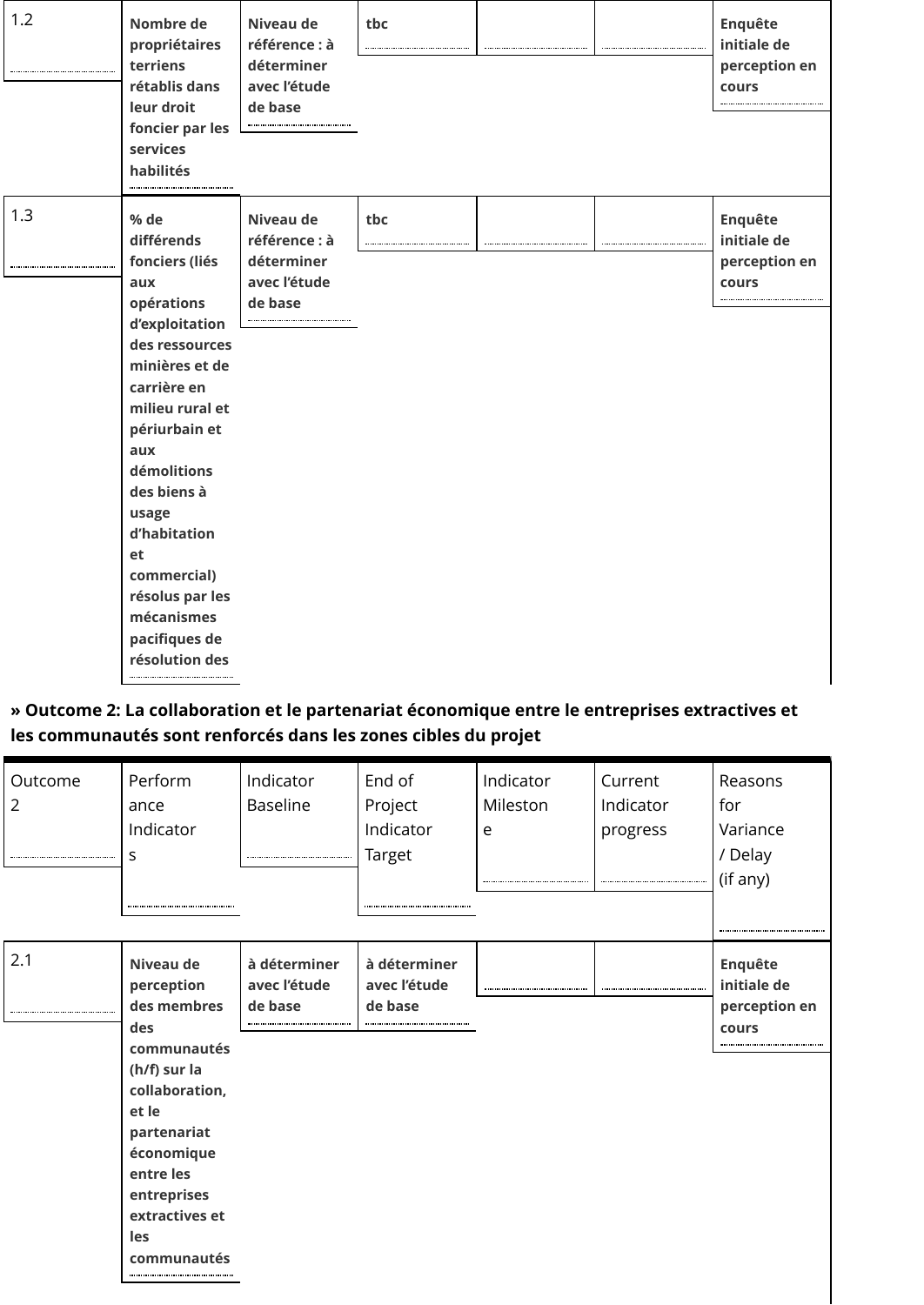| | | | | | | |
|---|---|---|---|---|---|---|
| 1.2 | **Nombre de propriétaires terriens rétablis dans leur droit foncier par les services habilités** | **Niveau de référence : à déterminer avec l'étude de base** | **tbc** | | | **Enquête initiale de perception en cours** |
| 1.3 | **% de différends fonciers (liés aux opérations d'exploitation des ressources minières et de carrière en milieu rural et périurbain et aux démolitions des biens à usage d'habitation et commercial) résolus par les mécanismes pacifiques de résolution des** | **Niveau de référence : à déterminer avec l'étude de base** | **tbc** | | | **Enquête initiale de perception en cours** |

**» Outcome 2: La collaboration et le partenariat économique entre le entreprises extractives et les communautés sont renforcés dans les zones cibles du projet**

| Outcome 2 | Performance Indicators | Indicator Baseline | End of Project Indicator Target | Indicator Milestone | Current Indicator progress | Reasons for Variance / Delay (if any) |
|---|---|---|---|---|---|---|
| 2.1 | **Niveau de perception des membres des communautés (h/f) sur la collaboration, et le partenariat économique entre les entreprises extractives et les communautés** | **à déterminer avec l'étude de base** | **à déterminer avec l'étude de base** | | | **Enquête initiale de perception en cours** |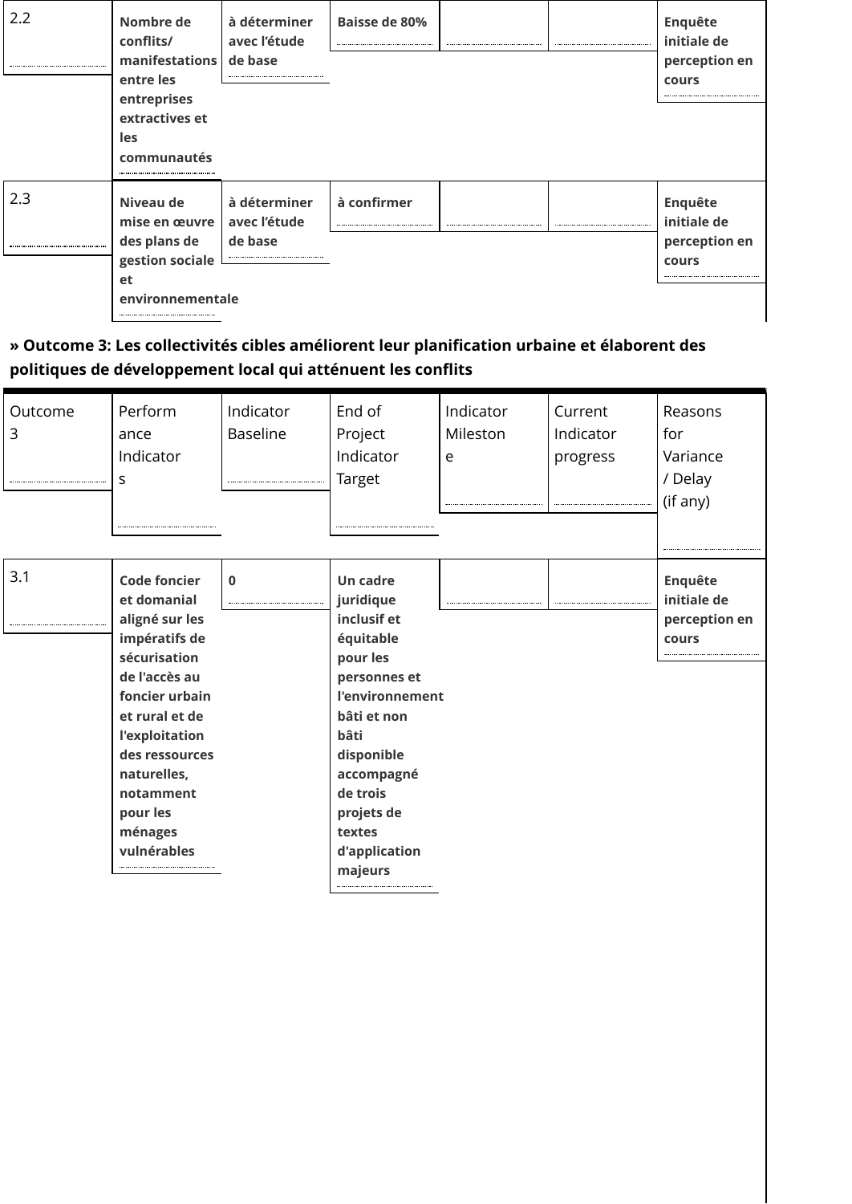| | | | | | | |
|---|---|---|---|---|---|---|
| 2.2 | **Nombre de conflits/ manifestations entre les entreprises extractives et les communautés** | **à déterminer avec l'étude de base** | **Baisse de 80%** | | | **Enquête initiale de perception en cours** |
| 2.3 | **Niveau de mise en œuvre des plans de gestion sociale et environnementale** | **à déterminer avec l'étude de base** | **à confirmer** | | | **Enquête initiale de perception en cours** |

**» Outcome 3: Les collectivités cibles améliorent leur planification urbaine et élaborent des politiques de développement local qui atténuent les conflits**

| Outcome 3 | Performance Indicators | Indicator Baseline | End of Project Indicator Target | Indicator Milestone | Current Indicator progress | Reasons for Variance / Delay (if any) |
|---|---|---|---|---|---|---|
| 3.1 | **Code foncier et domanial aligné sur les impératifs de sécurisation de l'accès au foncier urbain et rural et de l'exploitation des ressources naturelles, notamment pour les ménages vulnérables** | **0** | **Un cadre juridique inclusif et équitable pour les personnes et l'environnement bâti et non bâti disponible accompagné de trois projets de textes d'application majeurs** | | | **Enquête initiale de perception en cours** |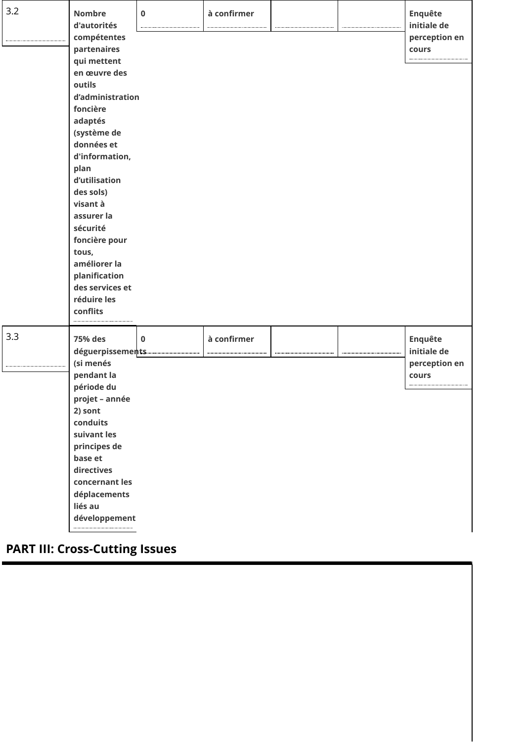| 3.2 | Nombre d'autorités compétentes partenaires qui mettent en œuvre des outils d'administration foncière adaptés (système de données et d'information, plan d'utilisation des sols) visant à assurer la sécurité foncière pour tous, améliorer la planification des services et réduire les conflits | 0 | à confirmer | | | Enquête initiale de perception en cours |
|---|---|---|---|---|---|---|
| 3.3 | 75% des déguerpissements (si menés pendant la période du projet – année 2) sont conduits suivant les principes de base et directives concernant les déplacements liés au développement | 0 | à confirmer | | | Enquête initiale de perception en cours |

## PART III: Cross-Cutting Issues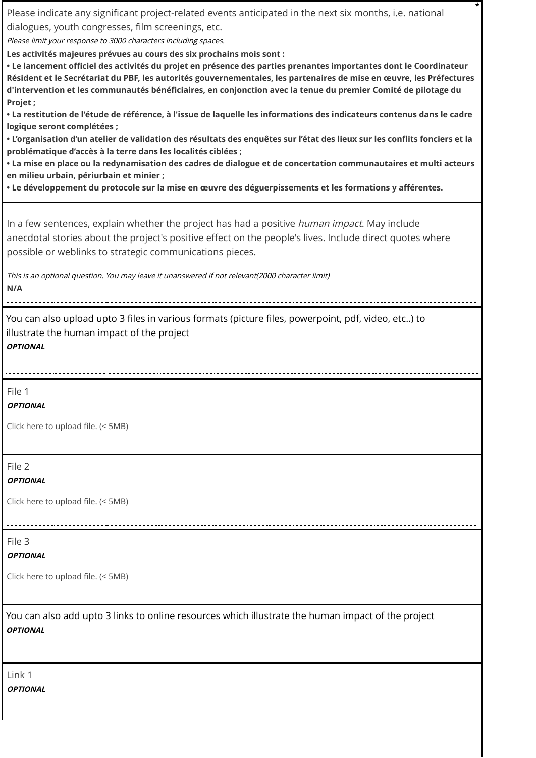Please indicate any significant project-related events anticipated in the next six months, i.e. national dialogues, youth congresses, film screenings, etc. *

*Please limit your response to 3000 characters including spaces.*

**Les activités majeures prévues au cours des six prochains mois sont :**

**• Le lancement officiel des activités du projet en présence des parties prenantes importantes dont le Coordinateur Résident et le Secrétariat du PBF, les autorités gouvernementales, les partenaires de mise en œuvre, les Préfectures d'intervention et les communautés bénéficiaires, en conjonction avec la tenue du premier Comité de pilotage du Projet ;**

**• La restitution de l'étude de référence, à l'issue de laquelle les informations des indicateurs contenus dans le cadre logique seront complétées ;**

**• L'organisation d'un atelier de validation des résultats des enquêtes sur l'état des lieux sur les conflits fonciers et la problématique d'accès à la terre dans les localités ciblées ;**

**• La mise en place ou la redynamisation des cadres de dialogue et de concertation communautaires et multi acteurs en milieu urbain, périurbain et minier ;**

**• Le développement du protocole sur la mise en œuvre des déguerpissements et les formations y afférentes.**

---

In a few sentences, explain whether the project has had a positive *human impact*. May include anecdotal stories about the project's positive effect on the people's lives. Include direct quotes where possible or weblinks to strategic communications pieces.

*This is an optional question. You may leave it unanswered if not relevant(2000 character limit)*

**N/A**

---

You can also upload upto 3 files in various formats (picture files, powerpoint, pdf, video, etc..) to illustrate the human impact of the project

***OPTIONAL***

---

File 1

***OPTIONAL***

Click here to upload file. (< 5MB)

---

File 2

***OPTIONAL***

Click here to upload file. (< 5MB)

---

File 3

***OPTIONAL***

Click here to upload file. (< 5MB)

---

You can also add upto 3 links to online resources which illustrate the human impact of the project

***OPTIONAL***

---

Link 1

***OPTIONAL***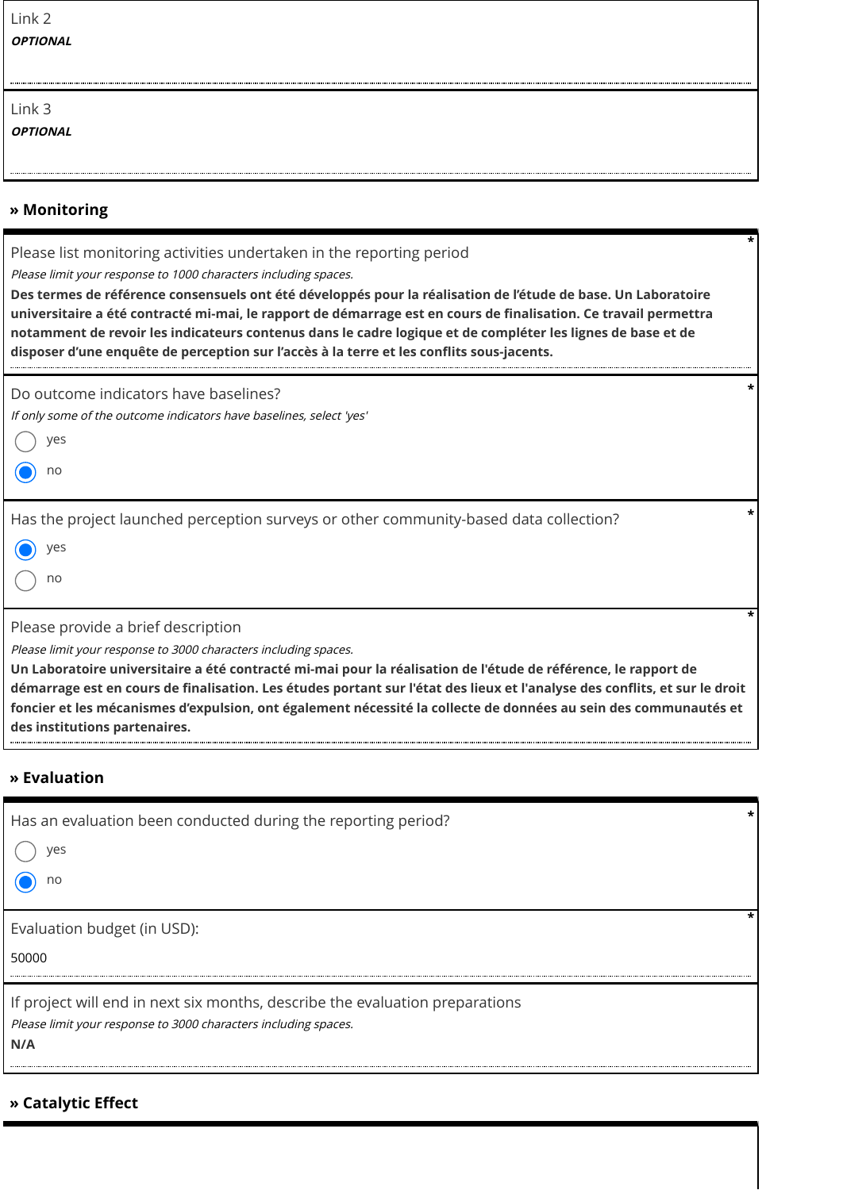Link 2

***OPTIONAL***

Link 3

***OPTIONAL***

## » Monitoring

Please list monitoring activities undertaken in the reporting period *

*Please limit your response to 1000 characters including spaces.*

**Des termes de référence consensuels ont été développés pour la réalisation de l'étude de base. Un Laboratoire universitaire a été contracté mi-mai, le rapport de démarrage est en cours de finalisation. Ce travail permettra notamment de revoir les indicateurs contenus dans le cadre logique et de compléter les lignes de base et de disposer d'une enquête de perception sur l'accès à la terre et les conflits sous-jacents.**

Do outcome indicators have baselines? *

*If only some of the outcome indicators have baselines, select 'yes'*

- ○ yes
- ● no

Has the project launched perception surveys or other community-based data collection? *

- ● yes
- ○ no

Please provide a brief description *

*Please limit your response to 3000 characters including spaces.*

**Un Laboratoire universitaire a été contracté mi-mai pour la réalisation de l'étude de référence, le rapport de démarrage est en cours de finalisation. Les études portant sur l'état des lieux et l'analyse des conflits, et sur le droit foncier et les mécanismes d'expulsion, ont également nécessité la collecte de données au sein des communautés et des institutions partenaires.**

## » Evaluation

Has an evaluation been conducted during the reporting period? *

- ○ yes
- ● no

Evaluation budget (in USD): *

50000

If project will end in next six months, describe the evaluation preparations

*Please limit your response to 3000 characters including spaces.*

**N/A**

## » Catalytic Effect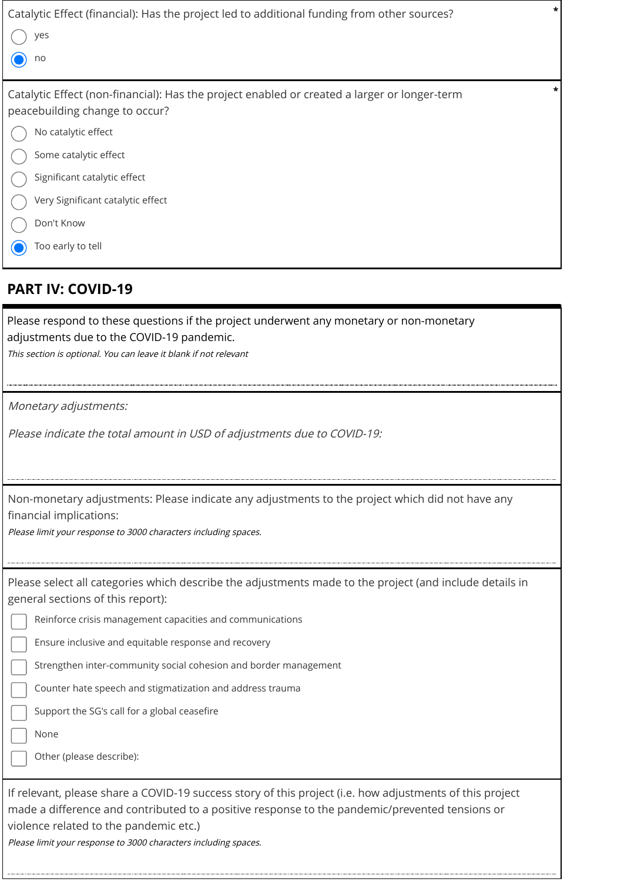Catalytic Effect (financial): Has the project led to additional funding from other sources? *

- ○ yes
- ◉ no

Catalytic Effect (non-financial): Has the project enabled or created a larger or longer-term peacebuilding change to occur? *

- ○ No catalytic effect
- ○ Some catalytic effect
- ○ Significant catalytic effect
- ○ Very Significant catalytic effect
- ○ Don't Know
- ◉ Too early to tell

## PART IV: COVID-19

Please respond to these questions if the project underwent any monetary or non-monetary adjustments due to the COVID-19 pandemic.

*This section is optional. You can leave it blank if not relevant*

*Monetary adjustments:*

*Please indicate the total amount in USD of adjustments due to COVID-19:*

Non-monetary adjustments: Please indicate any adjustments to the project which did not have any financial implications:

*Please limit your response to 3000 characters including spaces.*

Please select all categories which describe the adjustments made to the project (and include details in general sections of this report):

- ☐ Reinforce crisis management capacities and communications
- ☐ Ensure inclusive and equitable response and recovery
- ☐ Strengthen inter-community social cohesion and border management
- ☐ Counter hate speech and stigmatization and address trauma
- ☐ Support the SG's call for a global ceasefire
- ☐ None
- ☐ Other (please describe):

If relevant, please share a COVID-19 success story of this project (i.e. how adjustments of this project made a difference and contributed to a positive response to the pandemic/prevented tensions or violence related to the pandemic etc.)

*Please limit your response to 3000 characters including spaces.*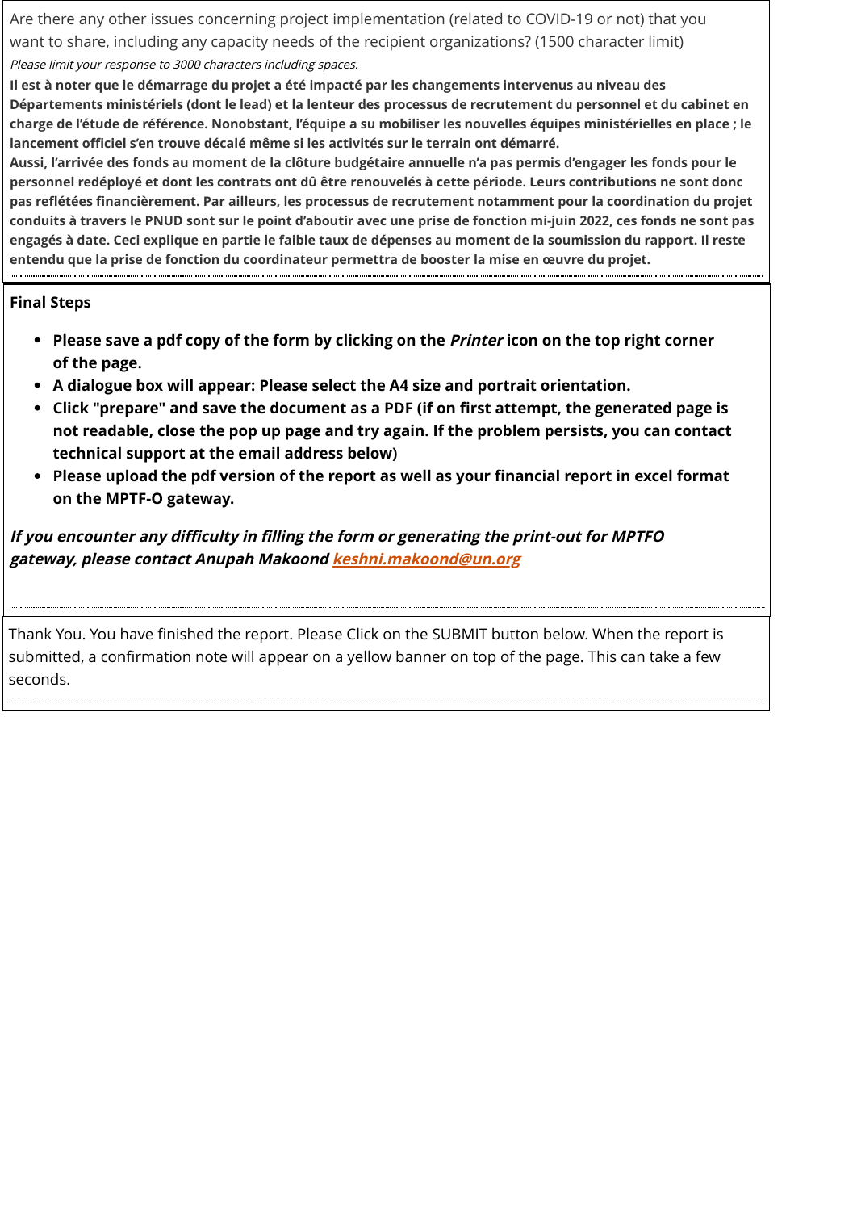Are there any other issues concerning project implementation (related to COVID-19 or not) that you want to share, including any capacity needs of the recipient organizations? (1500 character limit)

*Please limit your response to 3000 characters including spaces.*

**Il est à noter que le démarrage du projet a été impacté par les changements intervenus au niveau des Départements ministériels (dont le lead) et la lenteur des processus de recrutement du personnel et du cabinet en charge de l'étude de référence. Nonobstant, l'équipe a su mobiliser les nouvelles équipes ministérielles en place ; le lancement officiel s'en trouve décalé même si les activités sur le terrain ont démarré.**
**Aussi, l'arrivée des fonds au moment de la clôture budgétaire annuelle n'a pas permis d'engager les fonds pour le personnel redéployé et dont les contrats ont dû être renouvelés à cette période. Leurs contributions ne sont donc pas reflétées financièrement. Par ailleurs, les processus de recrutement notamment pour la coordination du projet conduits à travers le PNUD sont sur le point d'aboutir avec une prise de fonction mi-juin 2022, ces fonds ne sont pas engagés à date. Ceci explique en partie le faible taux de dépenses au moment de la soumission du rapport. Il reste entendu que la prise de fonction du coordinateur permettra de booster la mise en œuvre du projet.**

**Final Steps**

- **Please save a pdf copy of the form by clicking on the *Printer* icon on the top right corner of the page.**
- **A dialogue box will appear: Please select the A4 size and portrait orientation.**
- **Click "prepare" and save the document as a PDF (if on first attempt, the generated page is not readable, close the pop up page and try again. If the problem persists, you can contact technical support at the email address below)**
- **Please upload the pdf version of the report as well as your financial report in excel format on the MPTF-O gateway.**

***If you encounter any difficulty in filling the form or generating the print-out for MPTFO gateway, please contact Anupah Makoond keshni.makoond@un.org***

Thank You. You have finished the report. Please Click on the SUBMIT button below. When the report is submitted, a confirmation note will appear on a yellow banner on top of the page. This can take a few seconds.